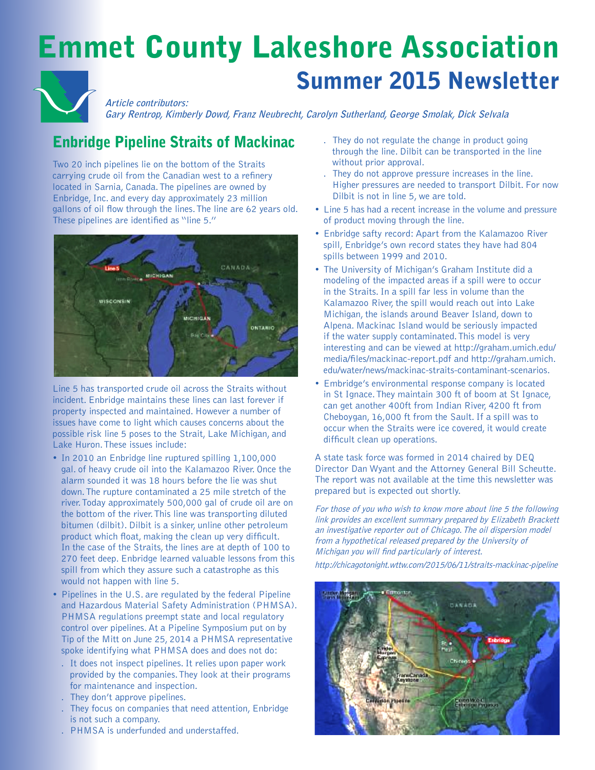# Emmet County Lakeshore Association

## Summer 2015 Newsletter

***Article contributors:***
***Gary Rentrop, Kimberly Dowd, Franz Neubrecht, Carolyn Sutherland, George Smolak, Dick Selvala***

## Enbridge Pipeline Straits of Mackinac

Two 20 inch pipelines lie on the bottom of the Straits carrying crude oil from the Canadian west to a refinery located in Sarnia, Canada. The pipelines are owned by Enbridge, Inc. and every day approximately 23 million gallons of oil flow through the lines. The line are 62 years old. These pipelines are identified as "line 5."

Line 5 has transported crude oil across the Straits without incident. Enbridge maintains these lines can last forever if property inspected and maintained. However a number of issues have come to light which causes concerns about the possible risk line 5 poses to the Strait, Lake Michigan, and Lake Huron. These issues include:

- In 2010 an Enbridge line ruptured spilling 1,100,000 gal. of heavy crude oil into the Kalamazoo River. Once the alarm sounded it was 18 hours before the lie was shut down. The rupture contaminated a 25 mile stretch of the river. Today approximately 500,000 gal of crude oil are on the bottom of the river. This line was transporting diluted bitumen (dilbit). Dilbit is a sinker, unline other petroleum product which float, making the clean up very difficult. In the case of the Straits, the lines are at depth of 100 to 270 feet deep. Enbridge learned valuable lessons from this spill from which they assure such a catastrophe as this would not happen with line 5.
- Pipelines in the U.S. are regulated by the federal Pipeline and Hazardous Material Safety Administration (PHMSA). PHMSA regulations preempt state and local regulatory control over pipelines. At a Pipeline Symposium put on by Tip of the Mitt on June 25, 2014 a PHMSA representative spoke identifying what PHMSA does and does not do:
  - It does not inspect pipelines. It relies upon paper work provided by the companies. They look at their programs for maintenance and inspection.
  - They don't approve pipelines.
  - They focus on companies that need attention, Enbridge is not such a company.
  - PHMSA is underfunded and understaffed.
  - They do not regulate the change in product going through the line. Dilbit can be transported in the line without prior approval.
  - They do not approve pressure increases in the line. Higher pressures are needed to transport Dilbit. For now Dilbit is not in line 5, we are told.
- Line 5 has had a recent increase in the volume and pressure of product moving through the line.
- Enbridge safty record: Apart from the Kalamazoo River spill, Enbridge's own record states they have had 804 spills between 1999 and 2010.
- The University of Michigan's Graham Institute did a modeling of the impacted areas if a spill were to occur in the Straits. In a spill far less in volume than the Kalamazoo River, the spill would reach out into Lake Michigan, the islands around Beaver Island, down to Alpena. Mackinac Island would be seriously impacted if the water supply contaminated. This model is very interesting and can be viewed at http://graham.umich.edu/media/files/mackinac-report.pdf and http://graham.umich.edu/water/news/mackinac-straits-contaminant-scenarios.
- Embridge's environmental response company is located in St Ignace. They maintain 300 ft of boom at St Ignace, can get another 400ft from Indian River, 4200 ft from Cheboygan, 16,000 ft from the Sault. If a spill was to occur when the Straits were ice covered, it would create difficult clean up operations.

A state task force was formed in 2014 chaired by DEQ Director Dan Wyant and the Attorney General Bill Scheutte. The report was not available at the time this newsletter was prepared but is expected out shortly.

*For those of you who wish to know more about line 5 the following link provides an excellent summary prepared by Elizabeth Brackett an investigative reporter out of Chicago. The oil dispersion model from a hypothetical released prepared by the University of Michigan you will find particularly of interest.*

*http://chicagotonight.wttw.com/2015/06/11/straits-mackinac-pipeline*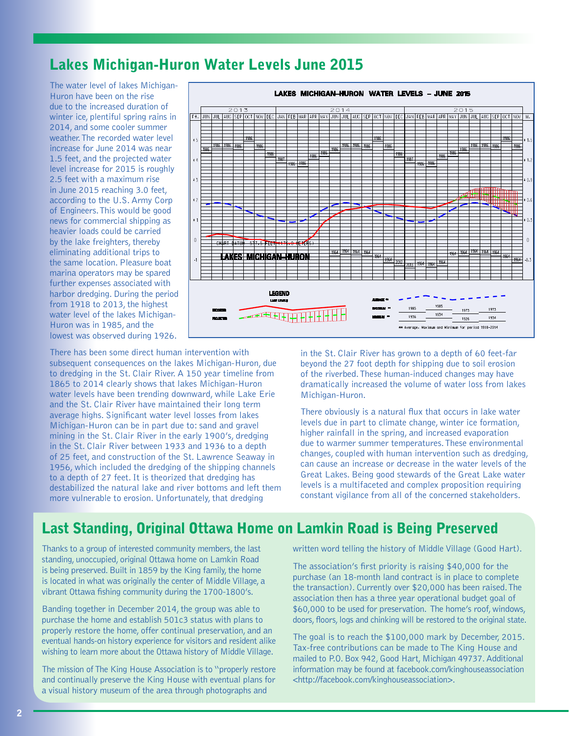## Lakes Michigan-Huron Water Levels June 2015

The water level of lakes Michigan-Huron have been on the rise due to the increased duration of winter ice, plentiful spring rains in 2014, and some cooler summer weather. The recorded water level increase for June 2014 was near 1.5 feet, and the projected water level increase for 2015 is roughly 2.5 feet with a maximum rise in June 2015 reaching 3.0 feet, according to the U.S. Army Corp of Engineers. This would be good news for commercial shipping as heavier loads could be carried by the lake freighters, thereby eliminating additional trips to the same location. Pleasure boat marina operators may be spared further expenses associated with harbor dredging. During the period from 1918 to 2013, the highest water level of the lakes Michigan-Huron was in 1985, and the lowest was observed during 1926.

There has been some direct human intervention with subsequent consequences on the lakes Michigan-Huron, due to dredging in the St. Clair River. A 150 year timeline from 1865 to 2014 clearly shows that lakes Michigan-Huron water levels have been trending downward, while Lake Erie and the St. Clair River have maintained their long term average highs. Significant water level losses from lakes Michigan-Huron can be in part due to: sand and gravel mining in the St. Clair River in the early 1900's, dredging in the St. Clair River between 1933 and 1936 to a depth of 25 feet, and construction of the St. Lawrence Seaway in 1956, which included the dredging of the shipping channels to a depth of 27 feet. It is theorized that dredging has destabilized the natural lake and river bottoms and left them more vulnerable to erosion. Unfortunately, that dredging in the St. Clair River has grown to a depth of 60 feet-far beyond the 27 foot depth for shipping due to soil erosion of the riverbed. These human-induced changes may have dramatically increased the volume of water loss from lakes Michigan-Huron.

There obviously is a natural flux that occurs in lake water levels due in part to climate change, winter ice formation, higher rainfall in the spring, and increased evaporation due to warmer summer temperatures. These environmental changes, coupled with human intervention such as dredging, can cause an increase or decrease in the water levels of the Great Lakes. Being good stewards of the Great Lake water levels is a multifaceted and complex proposition requiring constant vigilance from all of the concerned stakeholders.

## Last Standing, Original Ottawa Home on Lamkin Road is Being Preserved

Thanks to a group of interested community members, the last standing, unoccupied, original Ottawa home on Lamkin Road is being preserved. Built in 1859 by the King family, the home is located in what was originally the center of Middle Village, a vibrant Ottawa fishing community during the 1700-1800's.

Banding together in December 2014, the group was able to purchase the home and establish 501c3 status with plans to properly restore the home, offer continual preservation, and an eventual hands-on history experience for visitors and resident alike wishing to learn more about the Ottawa history of Middle Village.

The mission of The King House Association is to "properly restore and continually preserve the King House with eventual plans for a visual history museum of the area through photographs and written word telling the history of Middle Village (Good Hart).

The association's first priority is raising $40,000 for the purchase (an 18-month land contract is in place to complete the transaction). Currently over $20,000 has been raised. The association then has a three year operational budget goal of $60,000 to be used for preservation. The home's roof, windows, doors, floors, logs and chinking will be restored to the original state.

The goal is to reach the $100,000 mark by December, 2015. Tax-free contributions can be made to The King House and mailed to P.O. Box 942, Good Hart, Michigan 49737. Additional information may be found at facebook.com/kinghouseassociation <http://facebook.com/kinghouseassociation>.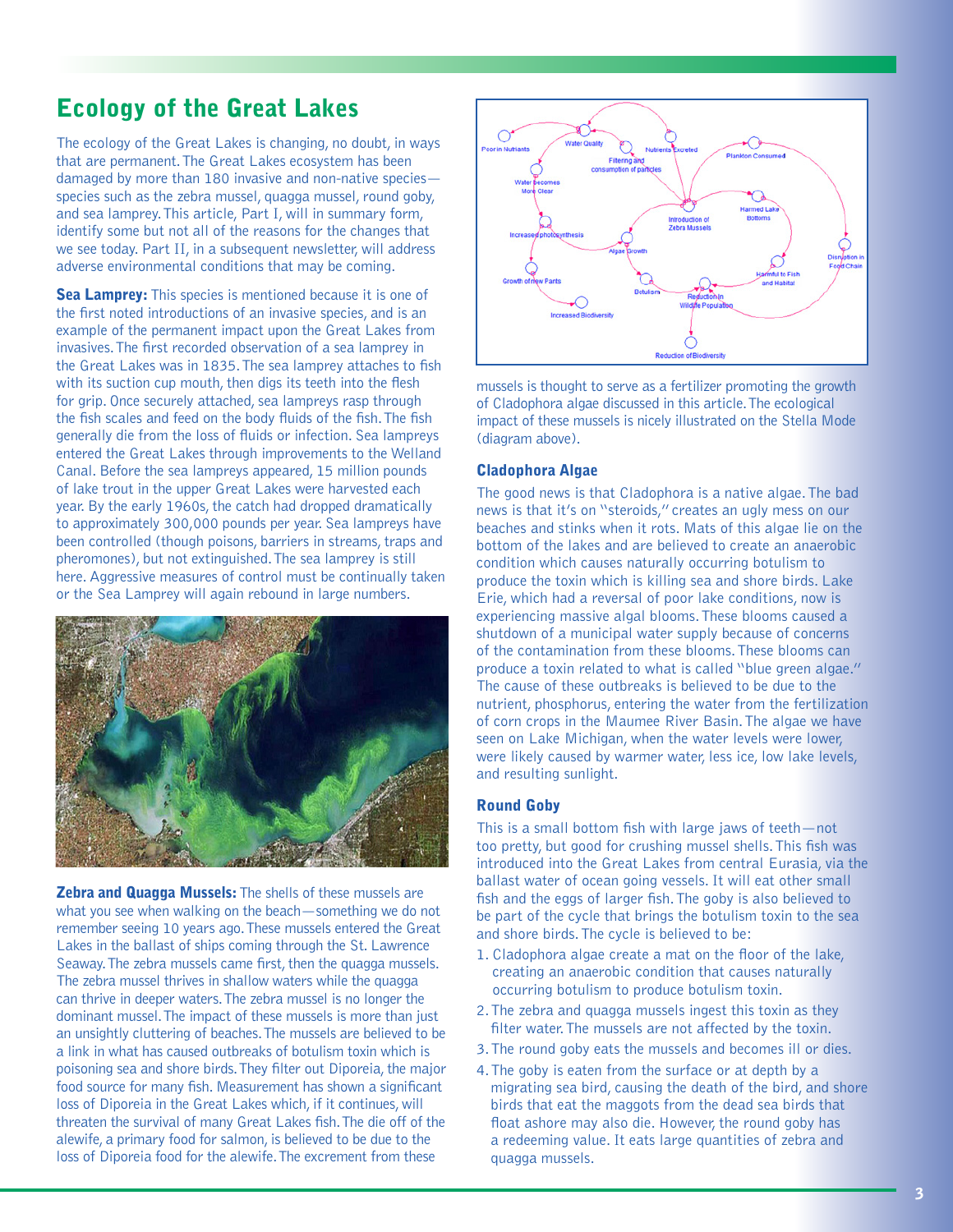# Ecology of the Great Lakes

The ecology of the Great Lakes is changing, no doubt, in ways that are permanent. The Great Lakes ecosystem has been damaged by more than 180 invasive and non-native species—species such as the zebra mussel, quagga mussel, round goby, and sea lamprey. This article, Part I, will in summary form, identify some but not all of the reasons for the changes that we see today. Part II, in a subsequent newsletter, will address adverse environmental conditions that may be coming.

**Sea Lamprey:** This species is mentioned because it is one of the first noted introductions of an invasive species, and is an example of the permanent impact upon the Great Lakes from invasives. The first recorded observation of a sea lamprey in the Great Lakes was in 1835. The sea lamprey attaches to fish with its suction cup mouth, then digs its teeth into the flesh for grip. Once securely attached, sea lampreys rasp through the fish scales and feed on the body fluids of the fish. The fish generally die from the loss of fluids or infection. Sea lampreys entered the Great Lakes through improvements to the Welland Canal. Before the sea lampreys appeared, 15 million pounds of lake trout in the upper Great Lakes were harvested each year. By the early 1960s, the catch had dropped dramatically to approximately 300,000 pounds per year. Sea lampreys have been controlled (though poisons, barriers in streams, traps and pheromones), but not extinguished. The sea lamprey is still here. Aggressive measures of control must be continually taken or the Sea Lamprey will again rebound in large numbers.

**Zebra and Quagga Mussels:** The shells of these mussels are what you see when walking on the beach—something we do not remember seeing 10 years ago. These mussels entered the Great Lakes in the ballast of ships coming through the St. Lawrence Seaway. The zebra mussels came first, then the quagga mussels. The zebra mussel thrives in shallow waters while the quagga can thrive in deeper waters. The zebra mussel is no longer the dominant mussel. The impact of these mussels is more than just an unsightly cluttering of beaches. The mussels are believed to be a link in what has caused outbreaks of botulism toxin which is poisoning sea and shore birds. They filter out Diporeia, the major food source for many fish. Measurement has shown a significant loss of Diporeia in the Great Lakes which, if it continues, will threaten the survival of many Great Lakes fish. The die off of the alewife, a primary food for salmon, is believed to be due to the loss of Diporeia food for the alewife. The excrement from these mussels is thought to serve as a fertilizer promoting the growth of Cladophora algae discussed in this article. The ecological impact of these mussels is nicely illustrated on the Stella Mode (diagram above).

### Cladophora Algae

The good news is that Cladophora is a native algae. The bad news is that it's on "steroids," creates an ugly mess on our beaches and stinks when it rots. Mats of this algae lie on the bottom of the lakes and are believed to create an anaerobic condition which causes naturally occurring botulism to produce the toxin which is killing sea and shore birds. Lake Erie, which had a reversal of poor lake conditions, now is experiencing massive algal blooms. These blooms caused a shutdown of a municipal water supply because of concerns of the contamination from these blooms. These blooms can produce a toxin related to what is called "blue green algae." The cause of these outbreaks is believed to be due to the nutrient, phosphorus, entering the water from the fertilization of corn crops in the Maumee River Basin. The algae we have seen on Lake Michigan, when the water levels were lower, were likely caused by warmer water, less ice, low lake levels, and resulting sunlight.

### Round Goby

This is a small bottom fish with large jaws of teeth—not too pretty, but good for crushing mussel shells. This fish was introduced into the Great Lakes from central Eurasia, via the ballast water of ocean going vessels. It will eat other small fish and the eggs of larger fish. The goby is also believed to be part of the cycle that brings the botulism toxin to the sea and shore birds. The cycle is believed to be:

1. Cladophora algae create a mat on the floor of the lake, creating an anaerobic condition that causes naturally occurring botulism to produce botulism toxin.
2. The zebra and quagga mussels ingest this toxin as they filter water. The mussels are not affected by the toxin.
3. The round goby eats the mussels and becomes ill or dies.
4. The goby is eaten from the surface or at depth by a migrating sea bird, causing the death of the bird, and shore birds that eat the maggots from the dead sea birds that float ashore may also die. However, the round goby has a redeeming value. It eats large quantities of zebra and quagga mussels.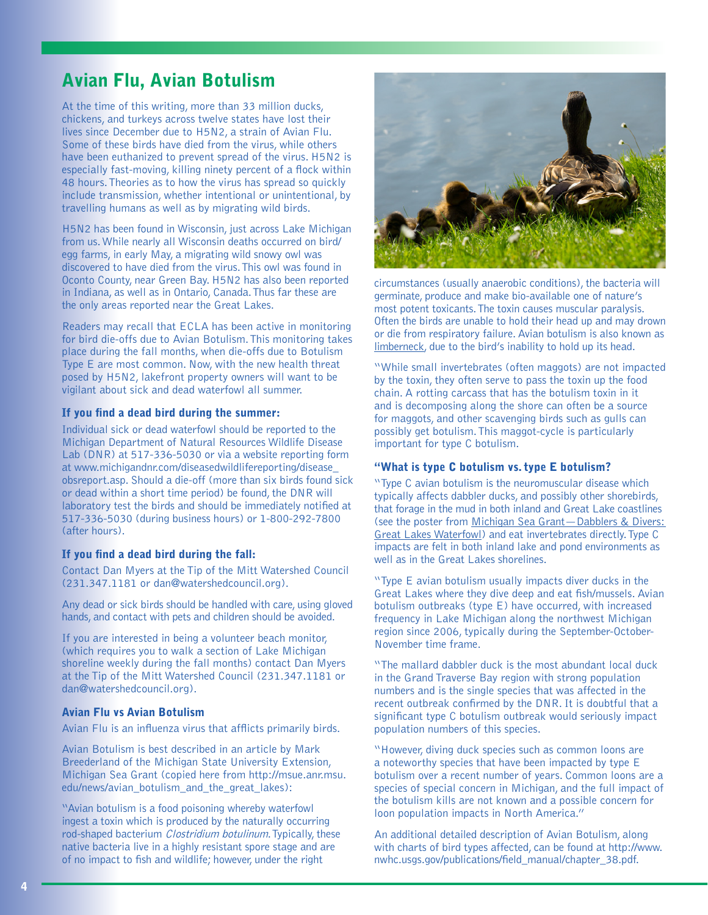# Avian Flu, Avian Botulism

At the time of this writing, more than 33 million ducks, chickens, and turkeys across twelve states have lost their lives since December due to H5N2, a strain of Avian Flu. Some of these birds have died from the virus, while others have been euthanized to prevent spread of the virus. H5N2 is especially fast-moving, killing ninety percent of a flock within 48 hours. Theories as to how the virus has spread so quickly include transmission, whether intentional or unintentional, by travelling humans as well as by migrating wild birds.

H5N2 has been found in Wisconsin, just across Lake Michigan from us. While nearly all Wisconsin deaths occurred on bird/egg farms, in early May, a migrating wild snowy owl was discovered to have died from the virus. This owl was found in Oconto County, near Green Bay. H5N2 has also been reported in Indiana, as well as in Ontario, Canada. Thus far these are the only areas reported near the Great Lakes.

Readers may recall that ECLA has been active in monitoring for bird die-offs due to Avian Botulism. This monitoring takes place during the fall months, when die-offs due to Botulism Type E are most common. Now, with the new health threat posed by H5N2, lakefront property owners will want to be vigilant about sick and dead waterfowl all summer.

### If you find a dead bird during the summer:

Individual sick or dead waterfowl should be reported to the Michigan Department of Natural Resources Wildlife Disease Lab (DNR) at 517-336-5030 or via a website reporting form at www.michigandnr.com/diseasedwildlifereporting/disease_obsreport.asp. Should a die-off (more than six birds found sick or dead within a short time period) be found, the DNR will laboratory test the birds and should be immediately notified at 517-336-5030 (during business hours) or 1-800-292-7800 (after hours).

### If you find a dead bird during the fall:

Contact Dan Myers at the Tip of the Mitt Watershed Council (231.347.1181 or dan@watershedcouncil.org).

Any dead or sick birds should be handled with care, using gloved hands, and contact with pets and children should be avoided.

If you are interested in being a volunteer beach monitor, (which requires you to walk a section of Lake Michigan shoreline weekly during the fall months) contact Dan Myers at the Tip of the Mitt Watershed Council (231.347.1181 or dan@watershedcouncil.org).

### Avian Flu vs Avian Botulism

Avian Flu is an influenza virus that afflicts primarily birds.

Avian Botulism is best described in an article by Mark Breederland of the Michigan State University Extension, Michigan Sea Grant (copied here from http://msue.anr.msu.edu/news/avian_botulism_and_the_great_lakes):

"Avian botulism is a food poisoning whereby waterfowl ingest a toxin which is produced by the naturally occurring rod-shaped bacterium *Clostridium botulinum*. Typically, these native bacteria live in a highly resistant spore stage and are of no impact to fish and wildlife; however, under the right circumstances (usually anaerobic conditions), the bacteria will germinate, produce and make bio-available one of nature's most potent toxicants. The toxin causes muscular paralysis. Often the birds are unable to hold their head up and may drown or die from respiratory failure. Avian botulism is also known as limberneck, due to the bird's inability to hold up its head.

"While small invertebrates (often maggots) are not impacted by the toxin, they often serve to pass the toxin up the food chain. A rotting carcass that has the botulism toxin in it and is decomposing along the shore can often be a source for maggots, and other scavenging birds such as gulls can possibly get botulism. This maggot-cycle is particularly important for type C botulism.

### "What is type C botulism vs. type E botulism?

"Type C avian botulism is the neuromuscular disease which typically affects dabbler ducks, and possibly other shorebirds, that forage in the mud in both inland and Great Lake coastlines (see the poster from Michigan Sea Grant—Dabblers & Divers: Great Lakes Waterfowl) and eat invertebrates directly. Type C impacts are felt in both inland lake and pond environments as well as in the Great Lakes shorelines.

"Type E avian botulism usually impacts diver ducks in the Great Lakes where they dive deep and eat fish/mussels. Avian botulism outbreaks (type E) have occurred, with increased frequency in Lake Michigan along the northwest Michigan region since 2006, typically during the September-October-November time frame.

"The mallard dabbler duck is the most abundant local duck in the Grand Traverse Bay region with strong population numbers and is the single species that was affected in the recent outbreak confirmed by the DNR. It is doubtful that a significant type C botulism outbreak would seriously impact population numbers of this species.

"However, diving duck species such as common loons are a noteworthy species that have been impacted by type E botulism over a recent number of years. Common loons are a species of special concern in Michigan, and the full impact of the botulism kills are not known and a possible concern for loon population impacts in North America."

An additional detailed description of Avian Botulism, along with charts of bird types affected, can be found at http://www.nwhc.usgs.gov/publications/field_manual/chapter_38.pdf.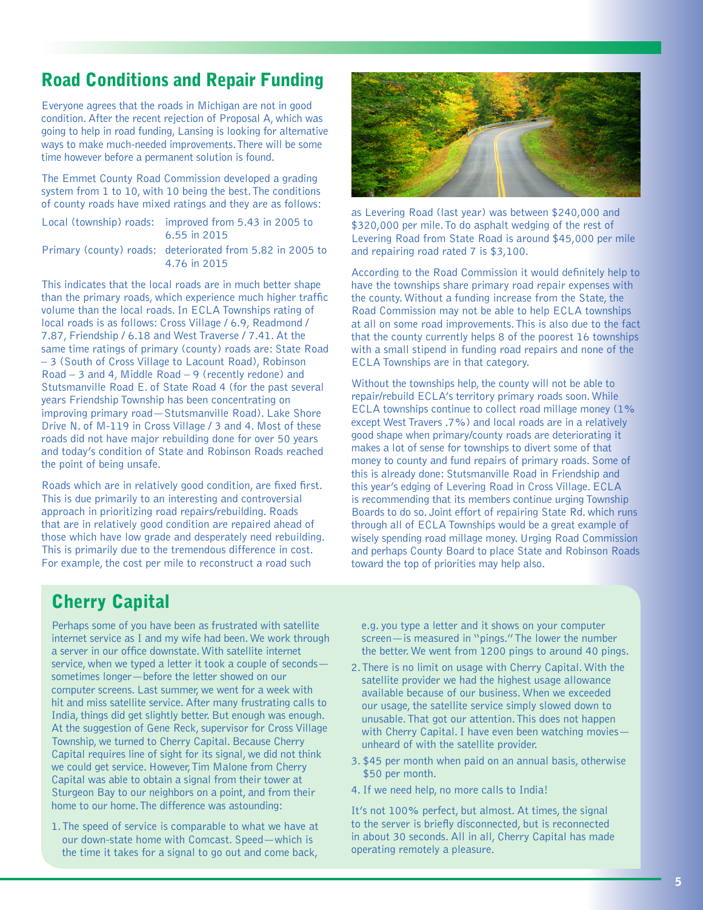## Road Conditions and Repair Funding

Everyone agrees that the roads in Michigan are not in good condition. After the recent rejection of Proposal A, which was going to help in road funding, Lansing is looking for alternative ways to make much-needed improvements. There will be some time however before a permanent solution is found.

The Emmet County Road Commission developed a grading system from 1 to 10, with 10 being the best. The conditions of county roads have mixed ratings and they are as follows:

Local (township) roads: improved from 5.43 in 2005 to 6.55 in 2015

Primary (county) roads: deteriorated from 5.82 in 2005 to 4.76 in 2015

This indicates that the local roads are in much better shape than the primary roads, which experience much higher traffic volume than the local roads. In ECLA Townships rating of local roads is as follows: Cross Village / 6.9, Readmond / 7.87, Friendship / 6.18 and West Traverse / 7.41. At the same time ratings of primary (county) roads are: State Road – 3 (South of Cross Village to Lacount Road), Robinson Road – 3 and 4, Middle Road – 9 (recently redone) and Stutsmanville Road E. of State Road 4 (for the past several years Friendship Township has been concentrating on improving primary road—Stutsmanville Road). Lake Shore Drive N. of M-119 in Cross Village / 3 and 4. Most of these roads did not have major rebuilding done for over 50 years and today's condition of State and Robinson Roads reached the point of being unsafe.

Roads which are in relatively good condition, are fixed first. This is due primarily to an interesting and controversial approach in prioritizing road repairs/rebuilding. Roads that are in relatively good condition are repaired ahead of those which have low grade and desperately need rebuilding. This is primarily due to the tremendous difference in cost. For example, the cost per mile to reconstruct a road such as Levering Road (last year) was between $240,000 and $320,000 per mile. To do asphalt wedging of the rest of Levering Road from State Road is around $45,000 per mile and repairing road rated 7 is $3,100.

According to the Road Commission it would definitely help to have the townships share primary road repair expenses with the county. Without a funding increase from the State, the Road Commission may not be able to help ECLA townships at all on some road improvements. This is also due to the fact that the county currently helps 8 of the poorest 16 townships with a small stipend in funding road repairs and none of the ECLA Townships are in that category.

Without the townships help, the county will not be able to repair/rebuild ECLA's territory primary roads soon. While ECLA townships continue to collect road millage money (1% except West Travers .7%) and local roads are in a relatively good shape when primary/county roads are deteriorating it makes a lot of sense for townships to divert some of that money to county and fund repairs of primary roads. Some of this is already done: Stutsmanville Road in Friendship and this year's edging of Levering Road in Cross Village. ECLA is recommending that its members continue urging Township Boards to do so. Joint effort of repairing State Rd. which runs through all of ECLA Townships would be a great example of wisely spending road millage money. Urging Road Commission and perhaps County Board to place State and Robinson Roads toward the top of priorities may help also.

## Cherry Capital

Perhaps some of you have been as frustrated with satellite internet service as I and my wife had been. We work through a server in our office downstate. With satellite internet service, when we typed a letter it took a couple of seconds—sometimes longer—before the letter showed on our computer screens. Last summer, we went for a week with hit and miss satellite service. After many frustrating calls to India, things did get slightly better. But enough was enough. At the suggestion of Gene Reck, supervisor for Cross Village Township, we turned to Cherry Capital. Because Cherry Capital requires line of sight for its signal, we did not think we could get service. However, Tim Malone from Cherry Capital was able to obtain a signal from their tower at Sturgeon Bay to our neighbors on a point, and from their home to our home. The difference was astounding:

1. The speed of service is comparable to what we have at our down-state home with Comcast. Speed—which is the time it takes for a signal to go out and come back, e.g. you type a letter and it shows on your computer screen—is measured in "pings." The lower the number the better. We went from 1200 pings to around 40 pings.
2. There is no limit on usage with Cherry Capital. With the satellite provider we had the highest usage allowance available because of our business. When we exceeded our usage, the satellite service simply slowed down to unusable. That got our attention. This does not happen with Cherry Capital. I have even been watching movies—unheard of with the satellite provider.
3. $45 per month when paid on an annual basis, otherwise $50 per month.
4. If we need help, no more calls to India!

It's not 100% perfect, but almost. At times, the signal to the server is briefly disconnected, but is reconnected in about 30 seconds. All in all, Cherry Capital has made operating remotely a pleasure.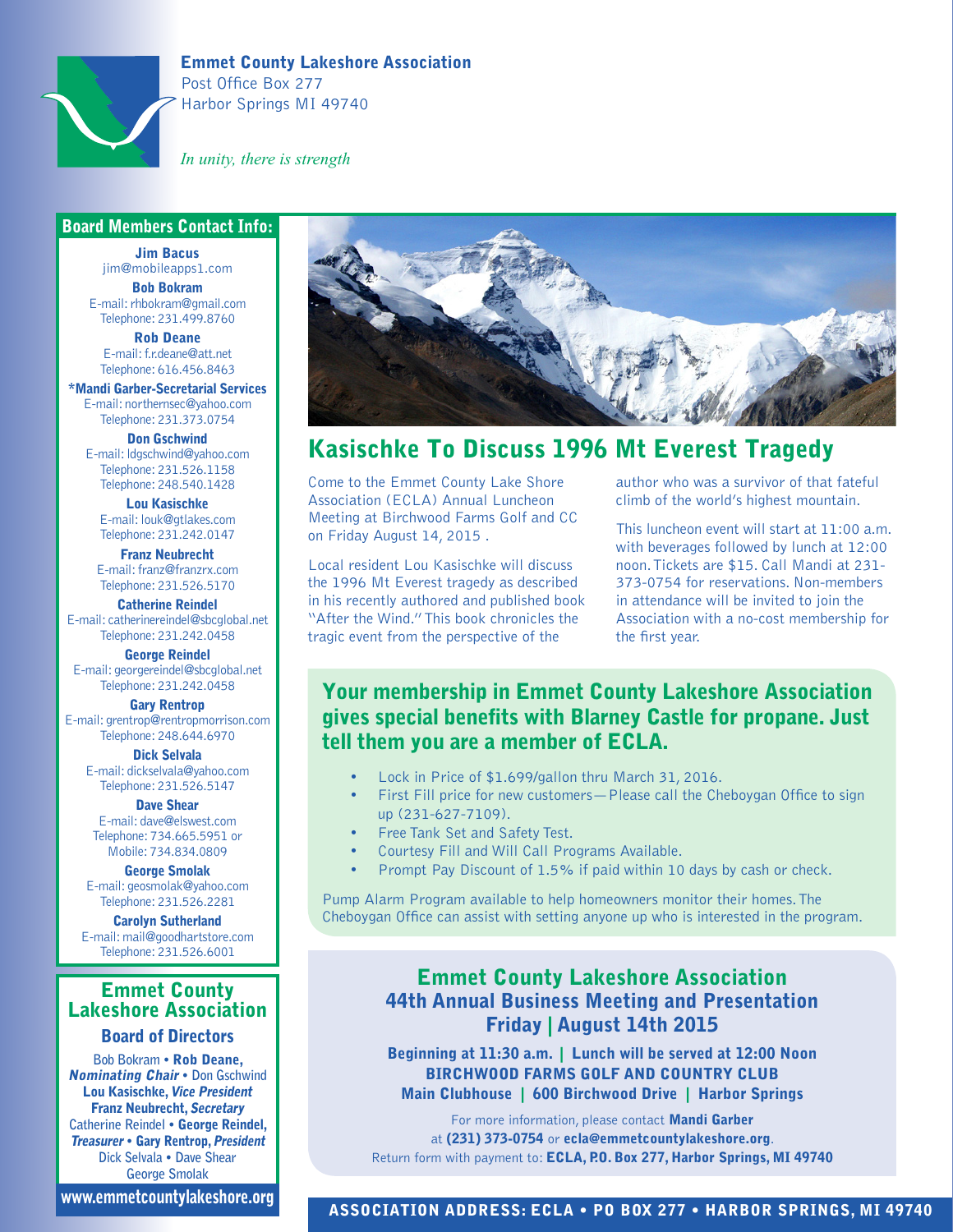**Emmet County Lakeshore Association**
Post Office Box 277
Harbor Springs MI 49740

*In unity, there is strength*

## Board Members Contact Info:

**Jim Bacus**
jim@mobileapps1.com

**Bob Bokram**
E-mail: rhbokram@gmail.com
Telephone: 231.499.8760

**Rob Deane**
E-mail: f.r.deane@att.net
Telephone: 616.456.8463

**\*Mandi Garber-Secretarial Services**
E-mail: northernsec@yahoo.com
Telephone: 231.373.0754

**Don Gschwind**
E-mail: ldgschwind@yahoo.com
Telephone: 231.526.1158
Telephone: 248.540.1428

**Lou Kasischke**
E-mail: louk@gtlakes.com
Telephone: 231.242.0147

**Franz Neubrecht**
E-mail: franz@franzrx.com
Telephone: 231.526.5170

**Catherine Reindel**
E-mail: catherinereindel@sbcglobal.net
Telephone: 231.242.0458

**George Reindel**
E-mail: georgereindel@sbcglobal.net
Telephone: 231.242.0458

**Gary Rentrop**
E-mail: grentrop@rentropmorrison.com
Telephone: 248.644.6970

**Dick Selvala**
E-mail: dickselvala@yahoo.com
Telephone: 231.526.5147

**Dave Shear**
E-mail: dave@elswest.com
Telephone: 734.665.5951 or
Mobile: 734.834.0809

**George Smolak**
E-mail: geosmolak@yahoo.com
Telephone: 231.526.2281

**Carolyn Sutherland**
E-mail: mail@goodhartstore.com
Telephone: 231.526.6001

## Emmet County Lakeshore Association

### Board of Directors

Bob Bokram • **Rob Deane, *Nominating Chair*** • Don Gschwind
**Lou Kasischke, *Vice President***
**Franz Neubrecht, *Secretary***
Catherine Reindel • **George Reindel, *Treasurer*** • **Gary Rentrop, *President***
Dick Selvala • Dave Shear
George Smolak

**www.emmetcountylakeshore.org**

## Kasischke To Discuss 1996 Mt Everest Tragedy

Come to the Emmet County Lake Shore Association (ECLA) Annual Luncheon Meeting at Birchwood Farms Golf and CC on Friday August 14, 2015 .

Local resident Lou Kasischke will discuss the 1996 Mt Everest tragedy as described in his recently authored and published book "After the Wind." This book chronicles the tragic event from the perspective of the author who was a survivor of that fateful climb of the world's highest mountain.

This luncheon event will start at 11:00 a.m. with beverages followed by lunch at 12:00 noon. Tickets are $15. Call Mandi at 231-373-0754 for reservations. Non-members in attendance will be invited to join the Association with a no-cost membership for the first year.

## Your membership in Emmet County Lakeshore Association gives special benefits with Blarney Castle for propane. Just tell them you are a member of ECLA.

- Lock in Price of $1.699/gallon thru March 31, 2016.
- First Fill price for new customers— Please call the Cheboygan Office to sign up (231-627-7109).
- Free Tank Set and Safety Test.
- Courtesy Fill and Will Call Programs Available.
- Prompt Pay Discount of 1.5% if paid within 10 days by cash or check.

Pump Alarm Program available to help homeowners monitor their homes. The Cheboygan Office can assist with setting anyone up who is interested in the program.

## Emmet County Lakeshore Association 44th Annual Business Meeting and Presentation Friday | August 14th 2015

**Beginning at 11:30 a.m. | Lunch will be served at 12:00 Noon**
**BIRCHWOOD FARMS GOLF AND COUNTRY CLUB**
**Main Clubhouse | 600 Birchwood Drive | Harbor Springs**

For more information, please contact **Mandi Garber** at **(231) 373-0754** or **ecla@emmetcountylakeshore.org**.
Return form with payment to: **ECLA, P.O. Box 277, Harbor Springs, MI 49740**

**ASSOCIATION ADDRESS: ECLA • PO BOX 277 • HARBOR SPRINGS, MI 49740**